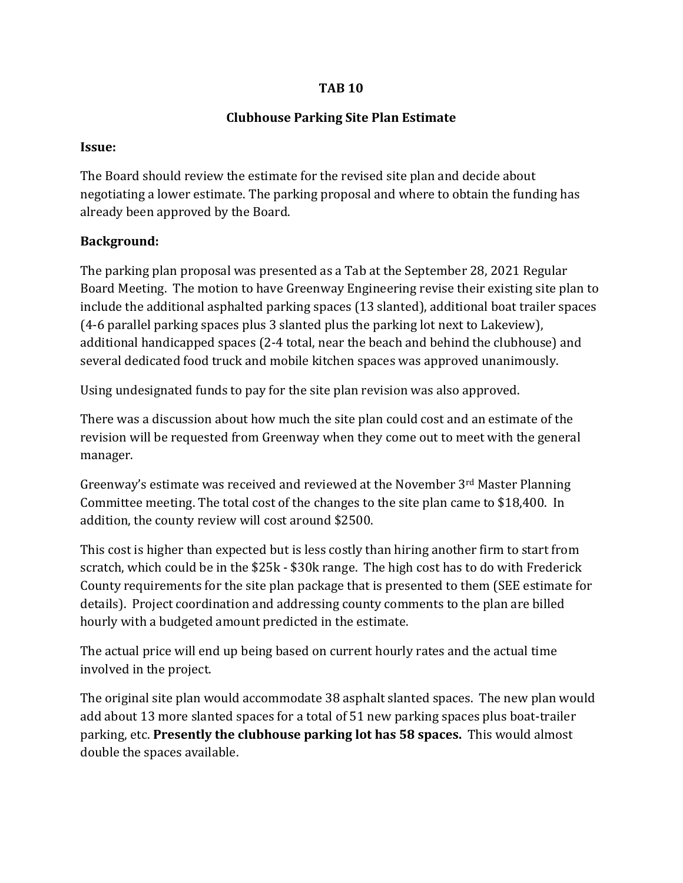# TAB 10

## Clubhouse Parking Site Plan Estimate

**Issue:**

The Board should review the estimate for the revised site plan and decide about negotiating a lower estimate. The parking proposal and where to obtain the funding has already been approved by the Board.

**Background:**

The parking plan proposal was presented as a Tab at the September 28, 2021 Regular Board Meeting. The motion to have Greenway Engineering revise their existing site plan to include the additional asphalted parking spaces (13 slanted), additional boat trailer spaces (4-6 parallel parking spaces plus 3 slanted plus the parking lot next to Lakeview), additional handicapped spaces (2-4 total, near the beach and behind the clubhouse) and several dedicated food truck and mobile kitchen spaces was approved unanimously.

Using undesignated funds to pay for the site plan revision was also approved.

There was a discussion about how much the site plan could cost and an estimate of the revision will be requested from Greenway when they come out to meet with the general manager.

Greenway's estimate was received and reviewed at the November 3rd Master Planning Committee meeting. The total cost of the changes to the site plan came to $18,400. In addition, the county review will cost around $2500.

This cost is higher than expected but is less costly than hiring another firm to start from scratch, which could be in the $25k - $30k range. The high cost has to do with Frederick County requirements for the site plan package that is presented to them (SEE estimate for details). Project coordination and addressing county comments to the plan are billed hourly with a budgeted amount predicted in the estimate.

The actual price will end up being based on current hourly rates and the actual time involved in the project.

The original site plan would accommodate 38 asphalt slanted spaces. The new plan would add about 13 more slanted spaces for a total of 51 new parking spaces plus boat-trailer parking, etc. **Presently the clubhouse parking lot has 58 spaces.** This would almost double the spaces available.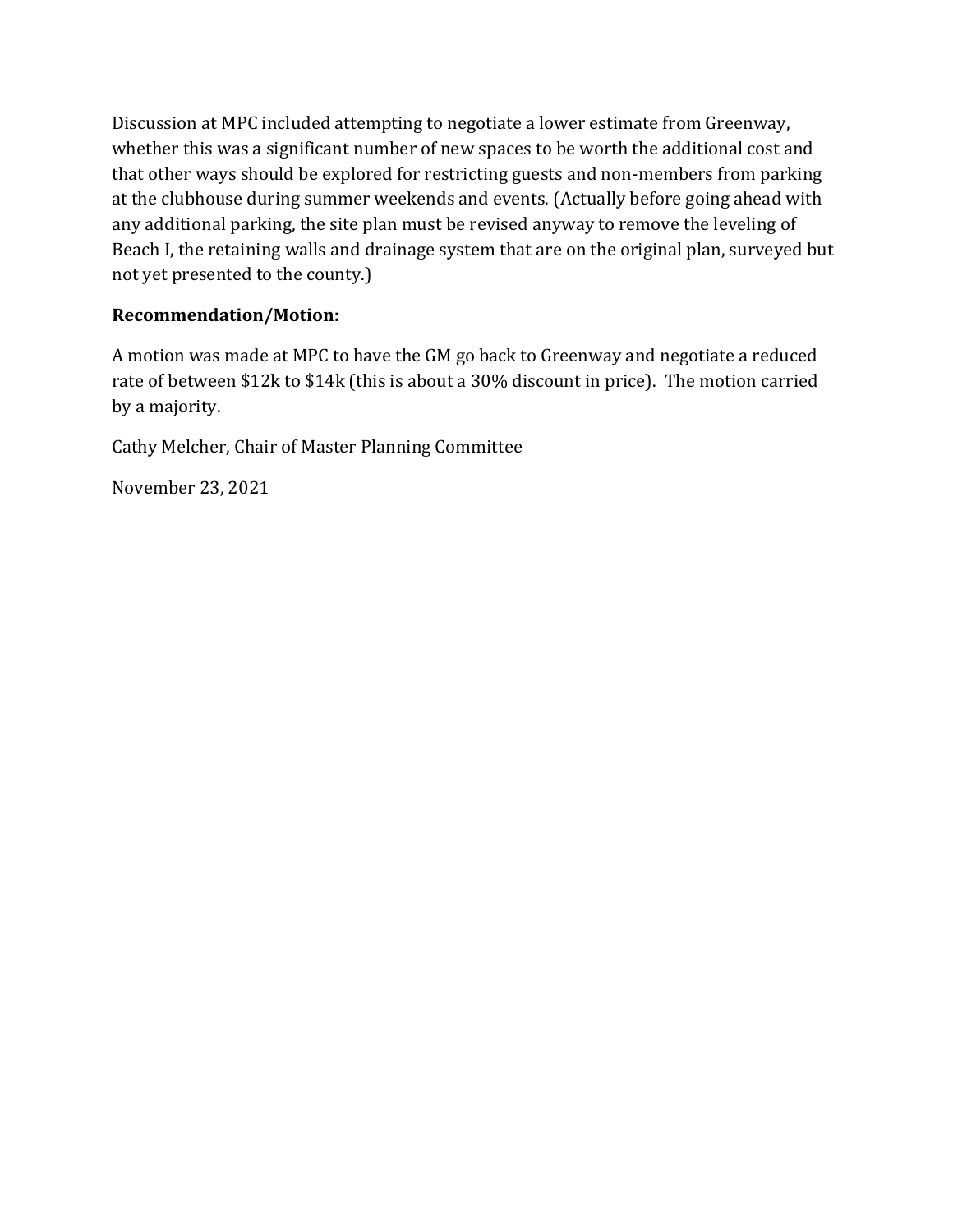Discussion at MPC included attempting to negotiate a lower estimate from Greenway, whether this was a significant number of new spaces to be worth the additional cost and that other ways should be explored for restricting guests and non-members from parking at the clubhouse during summer weekends and events. (Actually before going ahead with any additional parking, the site plan must be revised anyway to remove the leveling of Beach I, the retaining walls and drainage system that are on the original plan, surveyed but not yet presented to the county.)

**Recommendation/Motion:**

A motion was made at MPC to have the GM go back to Greenway and negotiate a reduced rate of between $12k to $14k (this is about a 30% discount in price). The motion carried by a majority.

Cathy Melcher, Chair of Master Planning Committee

November 23, 2021